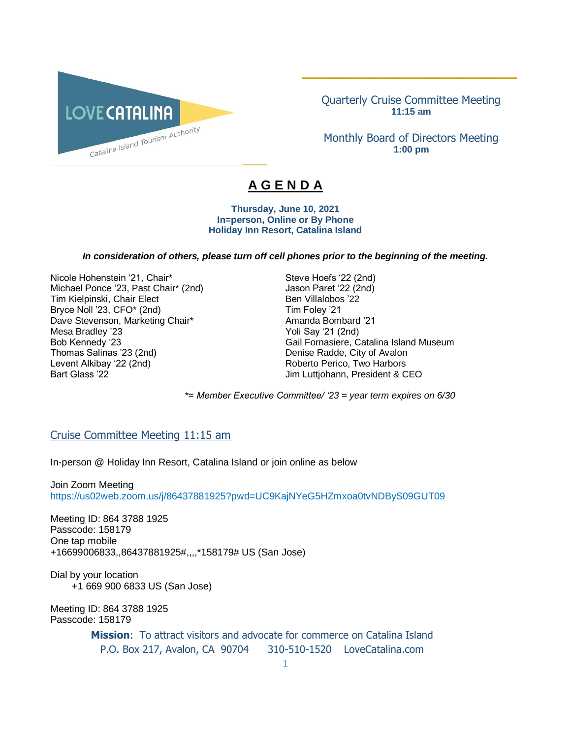LOVE CATALINA

Catalina Island Tourism Authority

Quarterly Cruise Committee Meeting
**11:15 am**

Monthly Board of Directors Meeting
**1:00 pm**

# A G E N D A

**Thursday, June 10, 2021**
**In=person, Online or By Phone**
**Holiday Inn Resort, Catalina Island**

***In consideration of others, please turn off cell phones prior to the beginning of the meeting.***

Nicole Hohenstein '21, Chair*
Michael Ponce '23, Past Chair* (2nd)
Tim Kielpinski, Chair Elect
Bryce Noll '23, CFO* (2nd)
Dave Stevenson, Marketing Chair*
Mesa Bradley '23
Bob Kennedy '23
Thomas Salinas '23 (2nd)
Levent Alkibay '22 (2nd)
Bart Glass '22
Steve Hoefs '22 (2nd)
Jason Paret '22 (2nd)
Ben Villalobos '22
Tim Foley '21
Amanda Bombard '21
Yoli Say '21 (2nd)
Gail Fornasiere, Catalina Island Museum
Denise Radde, City of Avalon
Roberto Perico, Two Harbors
Jim Luttjohann, President & CEO

*\*= Member Executive Committee/ '23 = year term expires on 6/30*

## Cruise Committee Meeting 11:15 am

In-person @ Holiday Inn Resort, Catalina Island or join online as below

Join Zoom Meeting
https://us02web.zoom.us/j/86437881925?pwd=UC9KajNYeG5HZmxoa0tvNDByS09GUT09

Meeting ID: 864 3788 1925
Passcode: 158179
One tap mobile
+16699006833,,86437881925#,,,,*158179# US (San Jose)

Dial by your location
+1 669 900 6833 US (San Jose)

Meeting ID: 864 3788 1925
Passcode: 158179

**Mission**: To attract visitors and advocate for commerce on Catalina Island
P.O. Box 217, Avalon, CA 90704 310-510-1520 LoveCatalina.com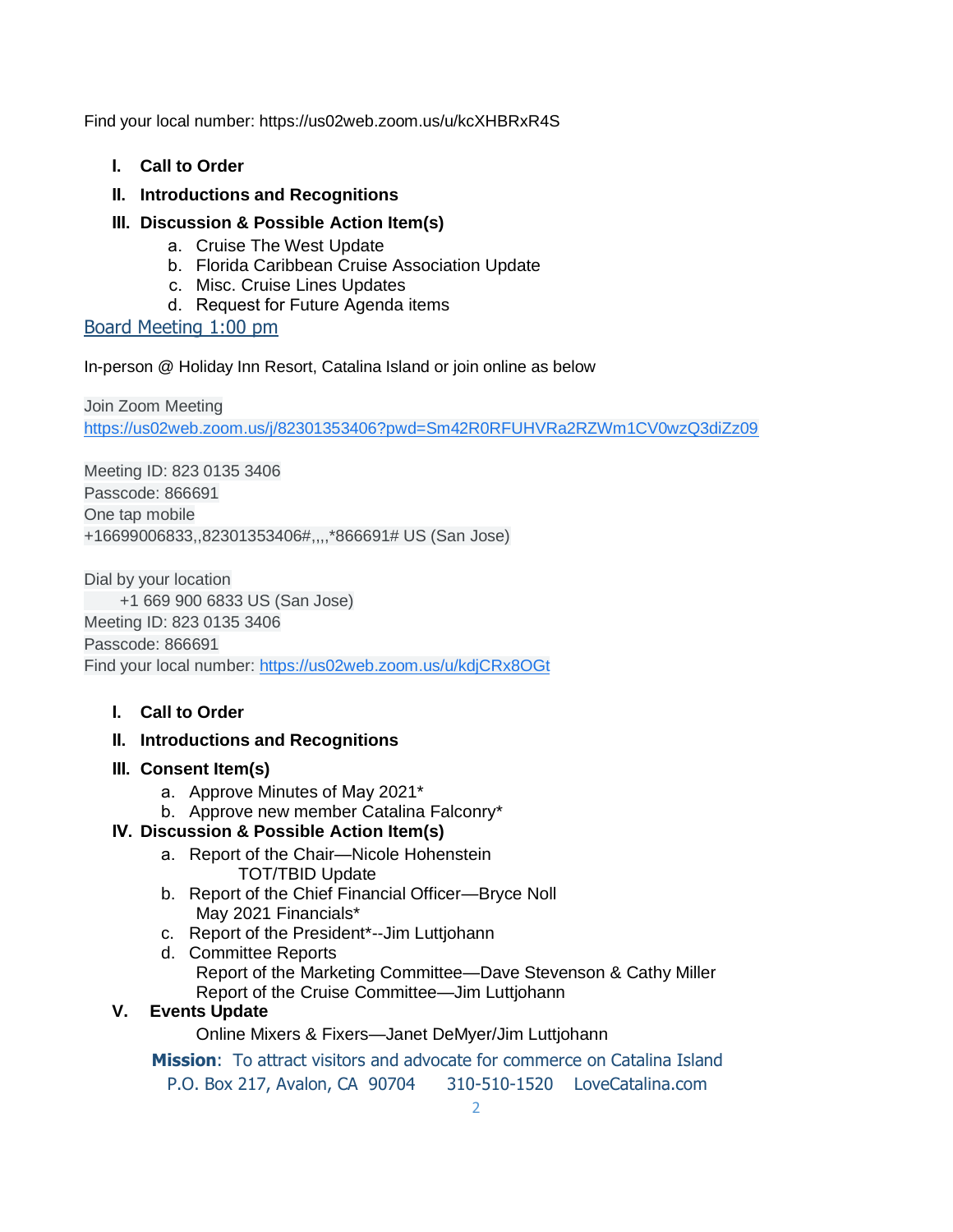Find your local number: https://us02web.zoom.us/u/kcXHBRxR4S

I. **Call to Order**

II. **Introductions and Recognitions**

III. **Discussion & Possible Action Item(s)**
   a. Cruise The West Update
   b. Florida Caribbean Cruise Association Update
   c. Misc. Cruise Lines Updates
   d. Request for Future Agenda items

## Board Meeting 1:00 pm

In-person @ Holiday Inn Resort, Catalina Island or join online as below

Join Zoom Meeting
https://us02web.zoom.us/j/82301353406?pwd=Sm42R0RFUHVRa2RZWm1CV0wzQ3diZz09

Meeting ID: 823 0135 3406
Passcode: 866691
One tap mobile
+16699006833,,82301353406#,,,,*866691# US (San Jose)

Dial by your location
+1 669 900 6833 US (San Jose)
Meeting ID: 823 0135 3406
Passcode: 866691
Find your local number: https://us02web.zoom.us/u/kdjCRx8OGt

I. **Call to Order**

II. **Introductions and Recognitions**

III. **Consent Item(s)**
   a. Approve Minutes of May 2021*
   b. Approve new member Catalina Falconry*

IV. **Discussion & Possible Action Item(s)**
   a. Report of the Chair—Nicole Hohenstein
      TOT/TBID Update
   b. Report of the Chief Financial Officer—Bryce Noll
      May 2021 Financials*
   c. Report of the President*--Jim Luttjohann
   d. Committee Reports
      Report of the Marketing Committee—Dave Stevenson & Cathy Miller
      Report of the Cruise Committee—Jim Luttjohann

V. **Events Update**
   Online Mixers & Fixers—Janet DeMyer/Jim Luttjohann

**Mission**: To attract visitors and advocate for commerce on Catalina Island
P.O. Box 217, Avalon, CA 90704 310-510-1520 LoveCatalina.com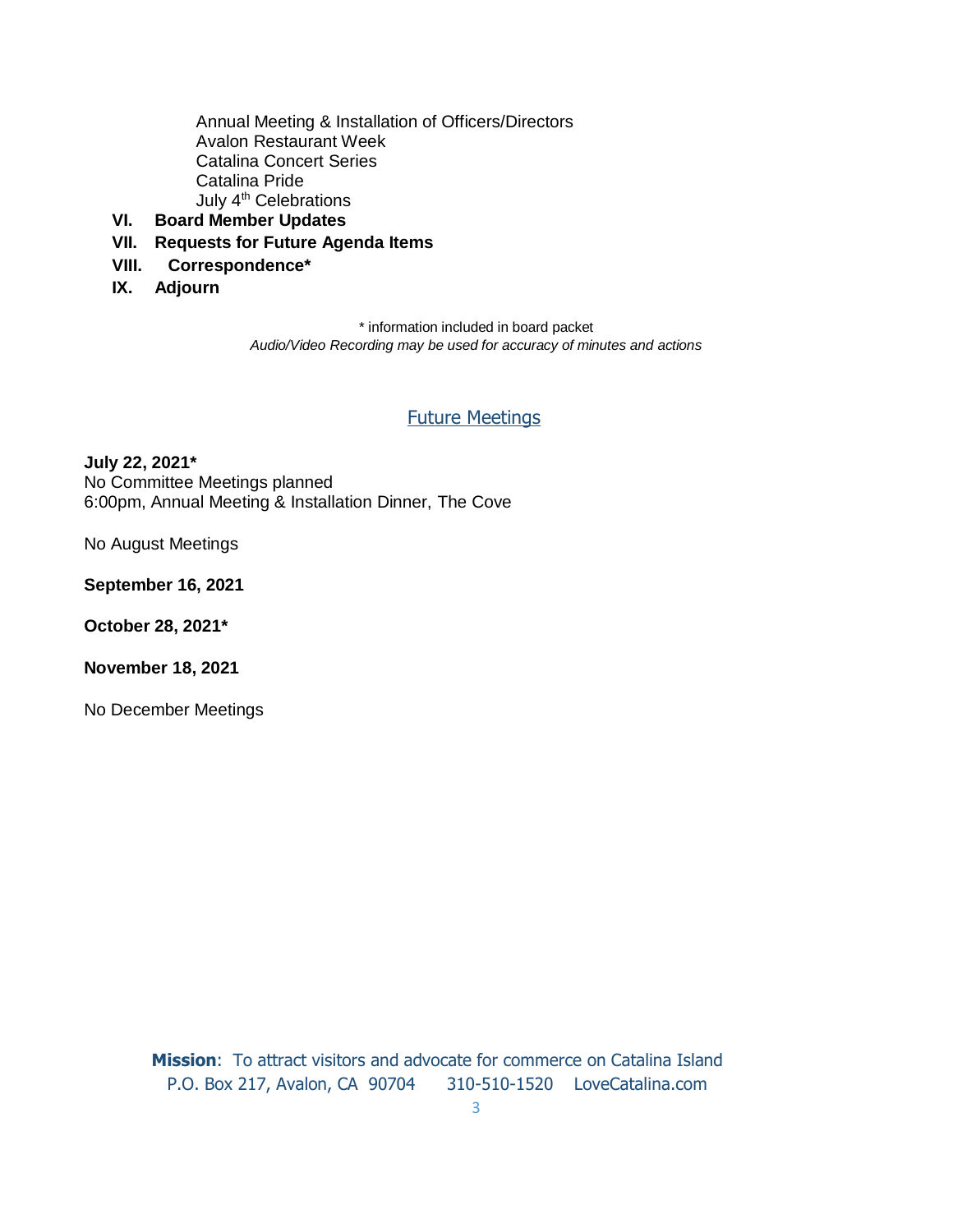Annual Meeting & Installation of Officers/Directors
Avalon Restaurant Week
Catalina Concert Series
Catalina Pride
July 4th Celebrations

**VI. Board Member Updates**

**VII. Requests for Future Agenda Items**

**VIII. Correspondence***

**IX. Adjourn**

\* information included in board packet
*Audio/Video Recording may be used for accuracy of minutes and actions*

## Future Meetings

**July 22, 2021***
No Committee Meetings planned
6:00pm, Annual Meeting & Installation Dinner, The Cove

No August Meetings

**September 16, 2021**

**October 28, 2021***

**November 18, 2021**

No December Meetings

**Mission**: To attract visitors and advocate for commerce on Catalina Island
P.O. Box 217, Avalon, CA 90704 310-510-1520 LoveCatalina.com